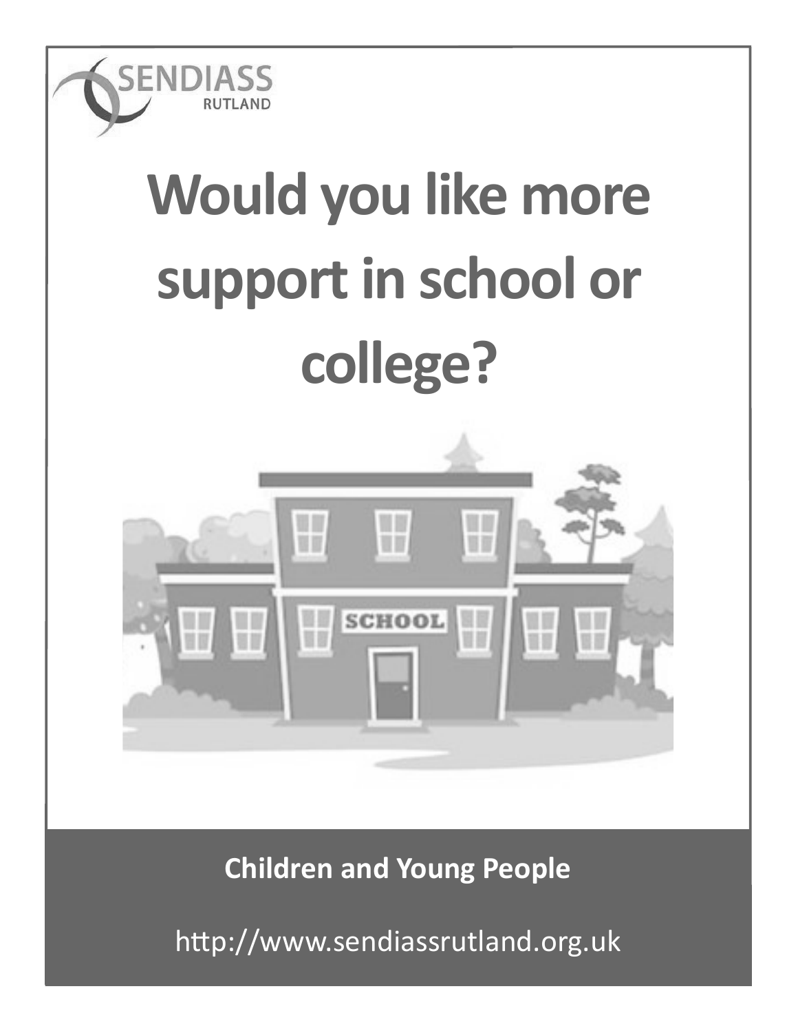SENDIASS RUTLAND

# Would you like more support in school or college?

**Children and Young People**

http://www.sendiassrutland.org.uk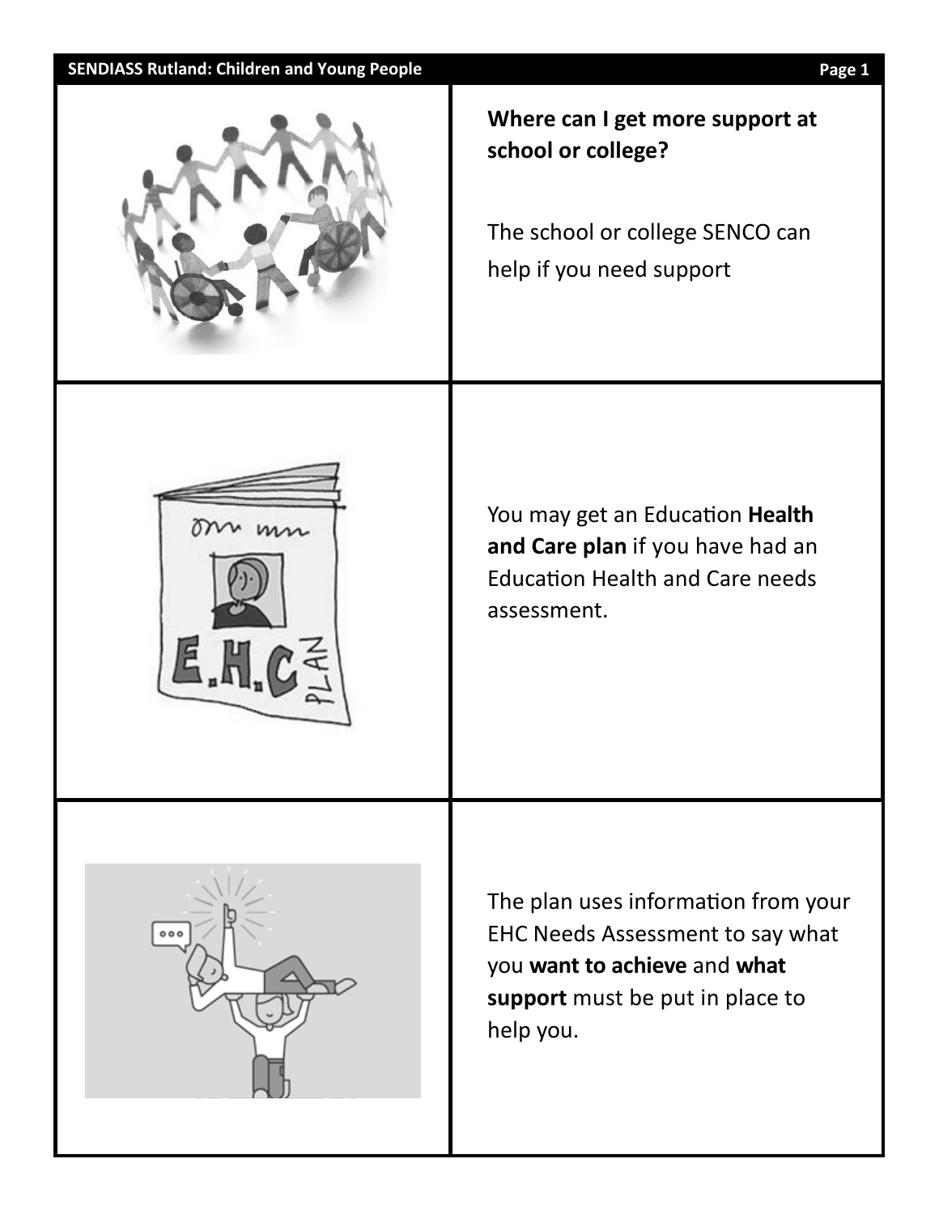## Where can I get more support at school or college?

The school or college SENCO can help if you need support

You may get an Education **Health and Care plan** if you have had an Education Health and Care needs assessment.

The plan uses information from your EHC Needs Assessment to say what you **want to achieve** and **what support** must be put in place to help you.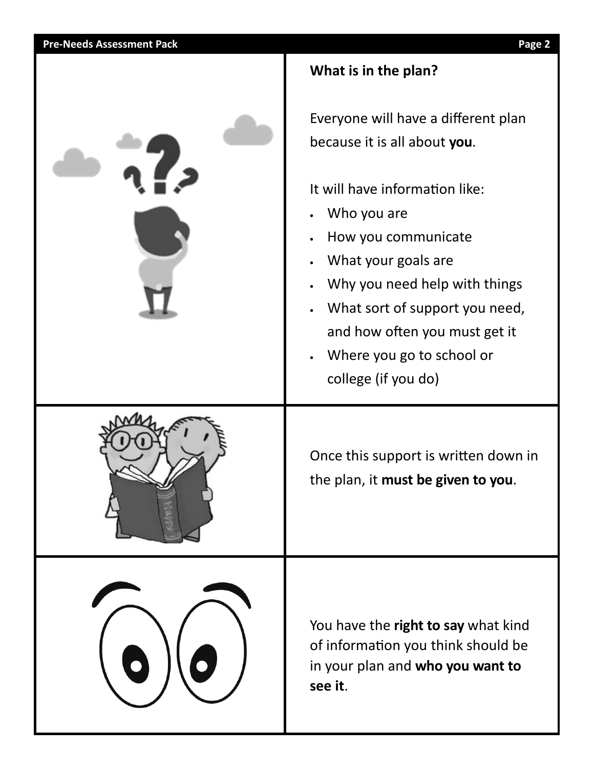## What is in the plan?

Everyone will have a different plan because it is all about **you**.

It will have information like:

- Who you are
- How you communicate
- What your goals are
- Why you need help with things
- What sort of support you need, and how often you must get it
- Where you go to school or college (if you do)

Once this support is written down in the plan, it **must be given to you**.

You have the **right to say** what kind of information you think should be in your plan and **who you want to see it**.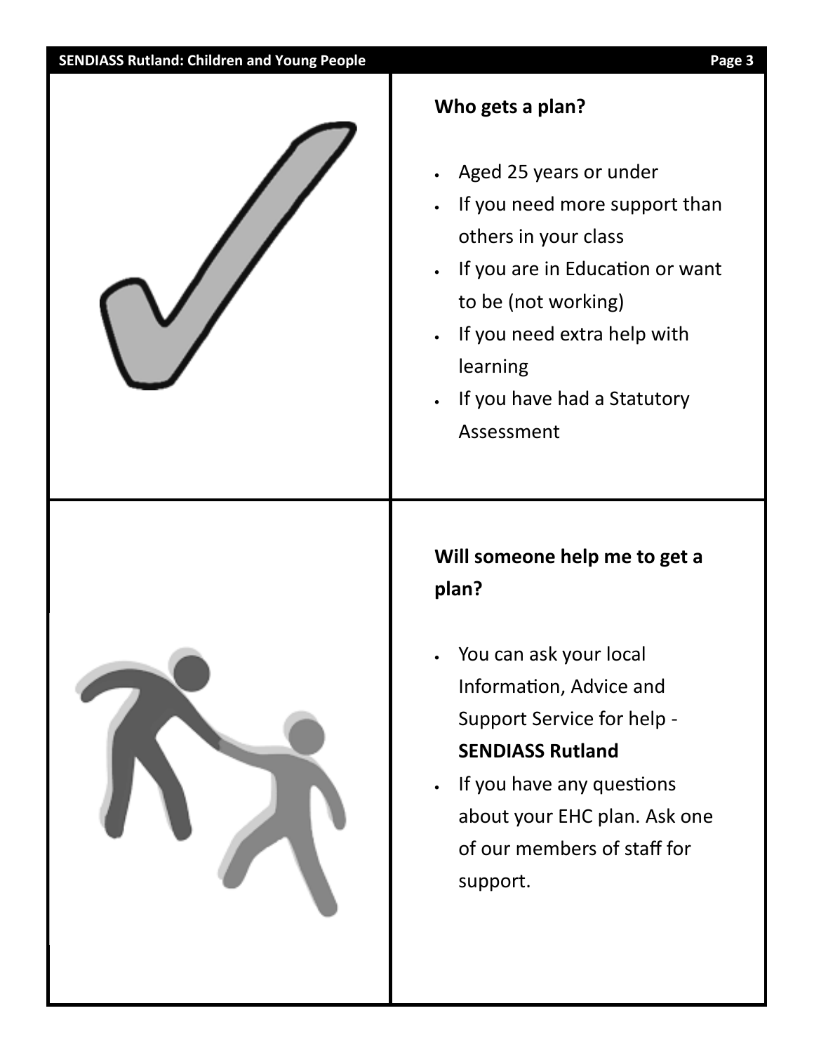## Who gets a plan?

- Aged 25 years or under
- If you need more support than others in your class
- If you are in Education or want to be (not working)
- If you need extra help with learning
- If you have had a Statutory Assessment

## Will someone help me to get a plan?

- You can ask your local Information, Advice and Support Service for help - **SENDIASS Rutland**
- If you have any questions about your EHC plan. Ask one of our members of staff for support.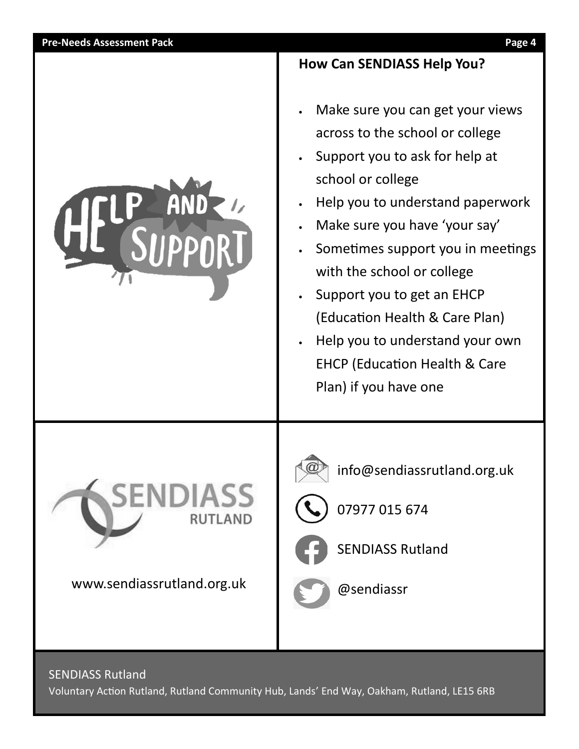## How Can SENDIASS Help You?

- Make sure you can get your views across to the school or college
- Support you to ask for help at school or college
- Help you to understand paperwork
- Make sure you have 'your say'
- Sometimes support you in meetings with the school or college
- Support you to get an EHCP (Education Health & Care Plan)
- Help you to understand your own EHCP (Education Health & Care Plan) if you have one

www.sendiassrutland.org.uk

info@sendiassrutland.org.uk

07977 015 674

SENDIASS Rutland

@sendiassr

SENDIASS Rutland

Voluntary Action Rutland, Rutland Community Hub, Lands' End Way, Oakham, Rutland, LE15 6RB